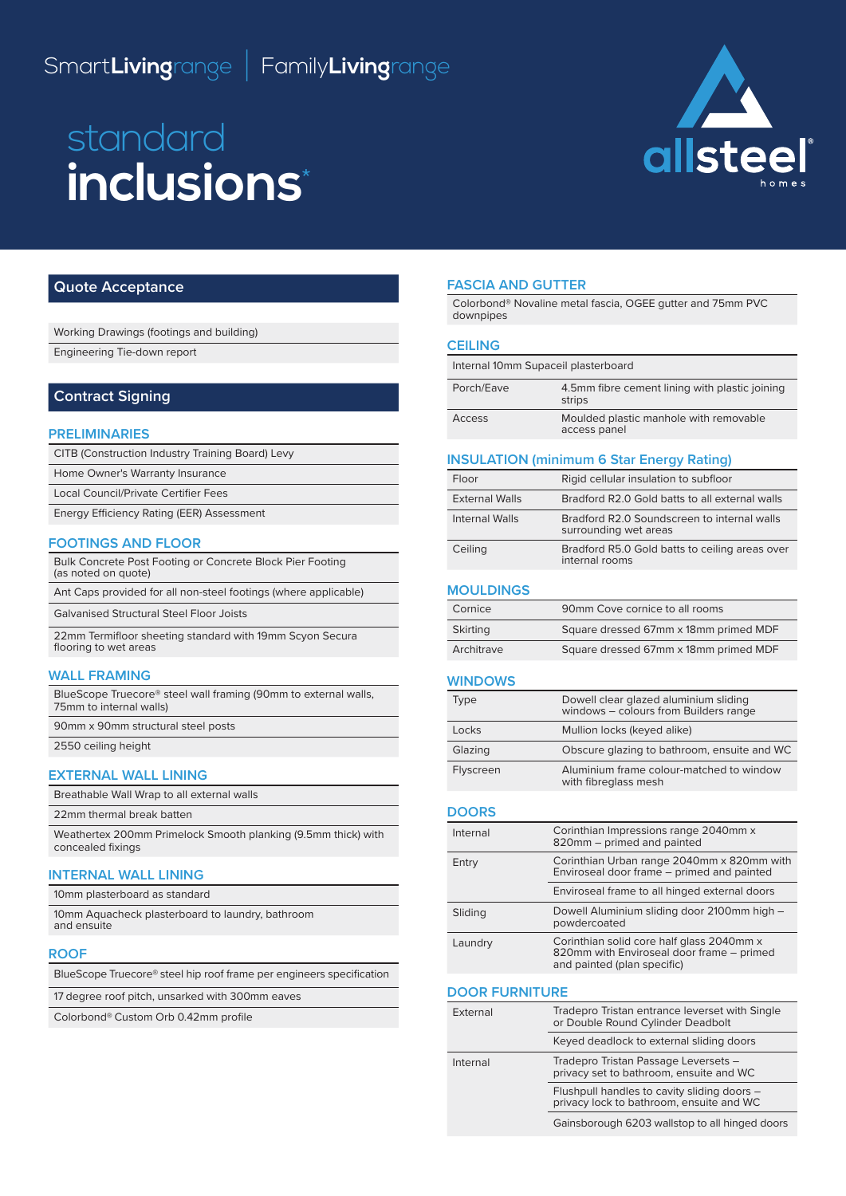SmartLivingrange | FamilyLivingrange

# standard inclusions*

allsteel homes

## Quote Acceptance

- Working Drawings (footings and building)
- Engineering Tie-down report

## Contract Signing

### PRELIMINARIES

- CITB (Construction Industry Training Board) Levy
- Home Owner's Warranty Insurance
- Local Council/Private Certifier Fees
- Energy Efficiency Rating (EER) Assessment

### FOOTINGS AND FLOOR

- Bulk Concrete Post Footing or Concrete Block Pier Footing (as noted on quote)
- Ant Caps provided for all non-steel footings (where applicable)
- Galvanised Structural Steel Floor Joists
- 22mm Termifloor sheeting standard with 19mm Scyon Secura flooring to wet areas

### WALL FRAMING

- BlueScope Truecore® steel wall framing (90mm to external walls, 75mm to internal walls)
- 90mm x 90mm structural steel posts
- 2550 ceiling height

### EXTERNAL WALL LINING

- Breathable Wall Wrap to all external walls
- 22mm thermal break batten
- Weathertex 200mm Primelock Smooth planking (9.5mm thick) with concealed fixings

### INTERNAL WALL LINING

- 10mm plasterboard as standard
- 10mm Aquacheck plasterboard to laundry, bathroom and ensuite

### ROOF

- BlueScope Truecore® steel hip roof frame per engineers specification
- 17 degree roof pitch, unsarked with 300mm eaves
- Colorbond® Custom Orb 0.42mm profile

### FASCIA AND GUTTER

- Colorbond® Novaline metal fascia, OGEE gutter and 75mm PVC downpipes

### CEILING

Internal 10mm Supaceil plasterboard

| | |
|---|---|
| Porch/Eave | 4.5mm fibre cement lining with plastic joining strips |
| Access | Moulded plastic manhole with removable access panel |

### INSULATION (minimum 6 Star Energy Rating)

| | |
|---|---|
| Floor | Rigid cellular insulation to subfloor |
| External Walls | Bradford R2.0 Gold batts to all external walls |
| Internal Walls | Bradford R2.0 Soundscreen to internal walls surrounding wet areas |
| Ceiling | Bradford R5.0 Gold batts to ceiling areas over internal rooms |

### MOULDINGS

| | |
|---|---|
| Cornice | 90mm Cove cornice to all rooms |
| Skirting | Square dressed 67mm x 18mm primed MDF |
| Architrave | Square dressed 67mm x 18mm primed MDF |

### WINDOWS

| | |
|---|---|
| Type | Dowell clear glazed aluminium sliding windows – colours from Builders range |
| Locks | Mullion locks (keyed alike) |
| Glazing | Obscure glazing to bathroom, ensuite and WC |
| Flyscreen | Aluminium frame colour-matched to window with fibreglass mesh |

### DOORS

| | |
|---|---|
| Internal | Corinthian Impressions range 2040mm x 820mm – primed and painted |
| Entry | Corinthian Urban range 2040mm x 820mm with Enviroseal door frame – primed and painted |
| | Enviroseal frame to all hinged external doors |
| Sliding | Dowell Aluminium sliding door 2100mm high – powdercoated |
| Laundry | Corinthian solid core half glass 2040mm x 820mm with Enviroseal door frame – primed and painted (plan specific) |

### DOOR FURNITURE

| | |
|---|---|
| External | Tradepro Tristan entrance leverset with Single or Double Round Cylinder Deadbolt |
| | Keyed deadlock to external sliding doors |
| Internal | Tradepro Tristan Passage Leversets – privacy set to bathroom, ensuite and WC |
| | Flushpull handles to cavity sliding doors – privacy lock to bathroom, ensuite and WC |
| | Gainsborough 6203 wallstop to all hinged doors |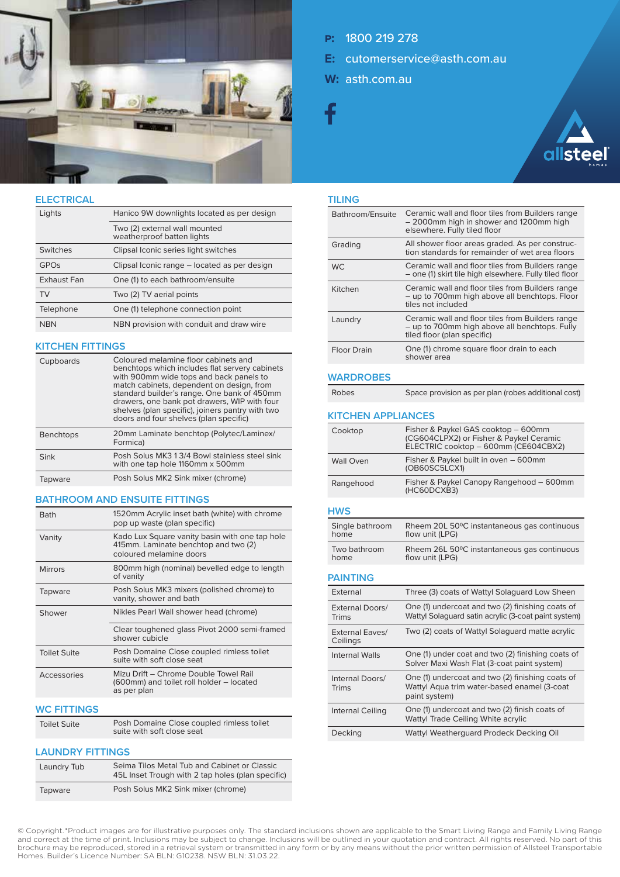P: 1800 219 278

E: cutomerservice@asth.com.au

W: asth.com.au

allsteel homes

## ELECTRICAL

| | |
|---|---|
| Lights | Hanico 9W downlights located as per design |
| | Two (2) external wall mounted weatherproof batten lights |
| Switches | Clipsal Iconic series light switches |
| GPOs | Clipsal Iconic range – located as per design |
| Exhaust Fan | One (1) to each bathroom/ensuite |
| TV | Two (2) TV aerial points |
| Telephone | One (1) telephone connection point |
| NBN | NBN provision with conduit and draw wire |

## KITCHEN FITTINGS

| | |
|---|---|
| Cupboards | Coloured melamine floor cabinets and benchtops which includes flat servery cabinets with 900mm wide tops and back panels to match cabinets, dependent on design, from standard builder's range. One bank of 450mm drawers, one bank pot drawers, WIP with four shelves (plan specific), joiners pantry with two doors and four shelves (plan specific) |
| Benchtops | 20mm Laminate benchtop (Polytec/Laminex/ Formica) |
| Sink | Posh Solus MK3 1 3/4 Bowl stainless steel sink with one tap hole 1160mm x 500mm |
| Tapware | Posh Solus MK2 Sink mixer (chrome) |

## BATHROOM AND ENSUITE FITTINGS

| | |
|---|---|
| Bath | 1520mm Acrylic inset bath (white) with chrome pop up waste (plan specific) |
| Vanity | Kado Lux Square vanity basin with one tap hole 415mm. Laminate benchtop and two (2) coloured melamine doors |
| Mirrors | 800mm high (nominal) bevelled edge to length of vanity |
| Tapware | Posh Solus MK3 mixers (polished chrome) to vanity, shower and bath |
| Shower | Nikles Pearl Wall shower head (chrome) |
| | Clear toughened glass Pivot 2000 semi-framed shower cubicle |
| Toilet Suite | Posh Domaine Close coupled rimless toilet suite with soft close seat |
| Accessories | Mizu Drift – Chrome Double Towel Rail (600mm) and toilet roll holder – located as per plan |

## WC FITTINGS

| | |
|---|---|
| Toilet Suite | Posh Domaine Close coupled rimless toilet suite with soft close seat |

## LAUNDRY FITTINGS

| | |
|---|---|
| Laundry Tub | Seima Tilos Metal Tub and Cabinet or Classic 45L Inset Trough with 2 tap holes (plan specific) |
| Tapware | Posh Solus MK2 Sink mixer (chrome) |

## TILING

| | |
|---|---|
| Bathroom/Ensuite | Ceramic wall and floor tiles from Builders range – 2000mm high in shower and 1200mm high elsewhere. Fully tiled floor |
| Grading | All shower floor areas graded. As per construction standards for remainder of wet area floors |
| WC | Ceramic wall and floor tiles from Builders range – one (1) skirt tile high elsewhere. Fully tiled floor |
| Kitchen | Ceramic wall and floor tiles from Builders range – up to 700mm high above all benchtops. Floor tiles not included |
| Laundry | Ceramic wall and floor tiles from Builders range – up to 700mm high above all benchtops. Fully tiled floor (plan specific) |
| Floor Drain | One (1) chrome square floor drain to each shower area |

## WARDROBES

| | |
|---|---|
| Robes | Space provision as per plan (robes additional cost) |

## KITCHEN APPLIANCES

| | |
|---|---|
| Cooktop | Fisher & Paykel GAS cooktop – 600mm (CG604CLPX2) or Fisher & Paykel Ceramic ELECTRIC cooktop – 600mm (CE604CBX2) |
| Wall Oven | Fisher & Paykel built in oven – 600mm (OB60SC5LCX1) |
| Rangehood | Fisher & Paykel Canopy Rangehood – 600mm (HC60DCXB3) |

## HWS

| | |
|---|---|
| Single bathroom home | Rheem 20L 50ºC instantaneous gas continuous flow unit (LPG) |
| Two bathroom home | Rheem 26L 50ºC instantaneous gas continuous flow unit (LPG) |

## PAINTING

| | |
|---|---|
| External | Three (3) coats of Wattyl Solaguard Low Sheen |
| External Doors/ Trims | One (1) undercoat and two (2) finishing coats of Wattyl Solaguard satin acrylic (3-coat paint system) |
| External Eaves/ Ceilings | Two (2) coats of Wattyl Solaguard matte acrylic |
| Internal Walls | One (1) under coat and two (2) finishing coats of Solver Maxi Wash Flat (3-coat paint system) |
| Internal Doors/ Trims | One (1) undercoat and two (2) finishing coats of Wattyl Aqua trim water-based enamel (3-coat paint system) |
| Internal Ceiling | One (1) undercoat and two (2) finish coats of Wattyl Trade Ceiling White acrylic |
| Decking | Wattyl Weatherguard Prodeck Decking Oil |

© Copyright.*Product images are for illustrative purposes only. The standard inclusions shown are applicable to the Smart Living Range and Family Living Range and correct at the time of print. Inclusions may be subject to change. Inclusions will be outlined in your quotation and contract. All rights reserved. No part of this brochure may be reproduced, stored in a retrieval system or transmitted in any form or by any means without the prior written permission of Allsteel Transportable Homes. Builder's Licence Number: SA BLN: G10238. NSW BLN: 31.03.22.